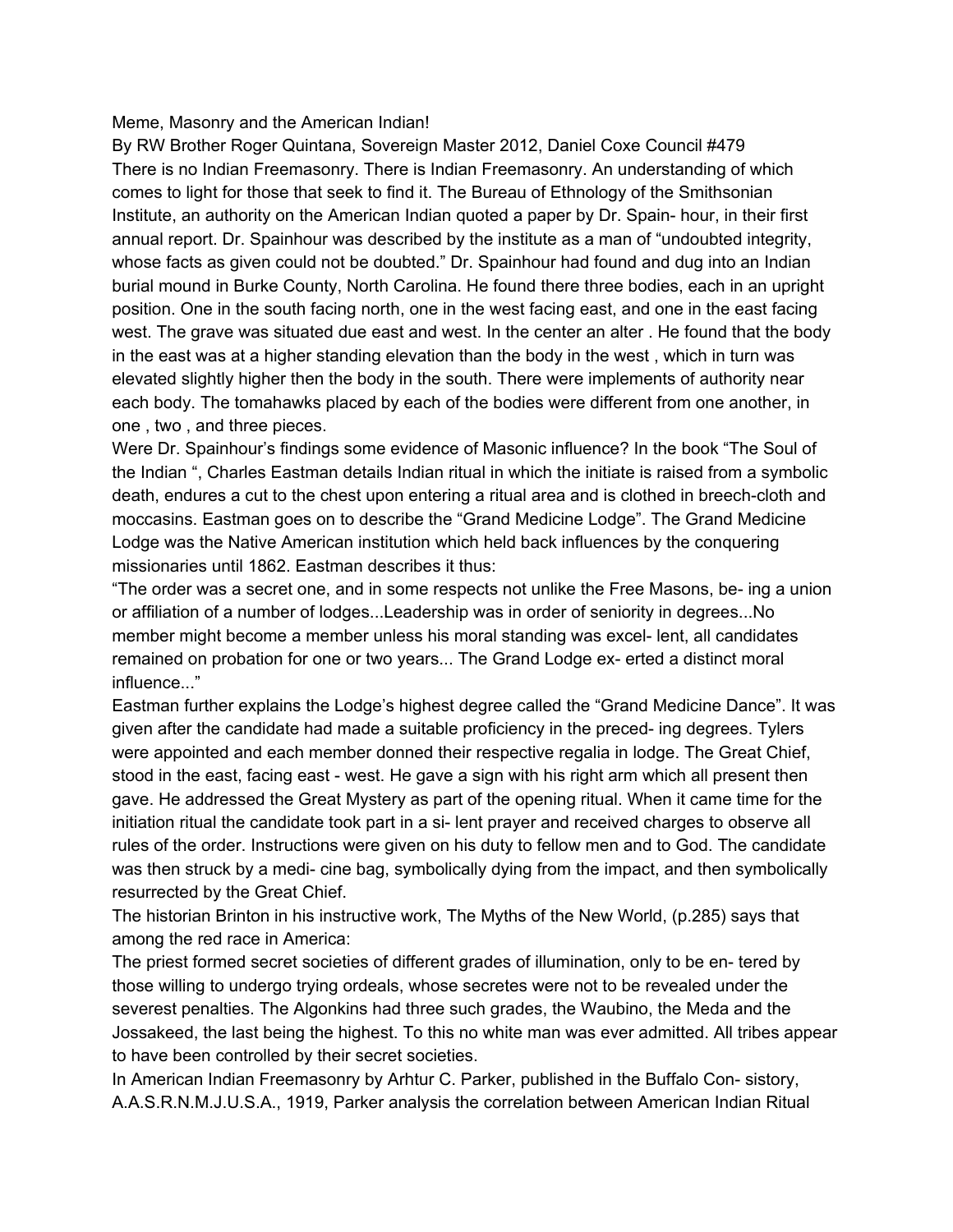# Meme, Masonry and the American Indian!

By RW Brother Roger Quintana, Sovereign Master 2012, Daniel Coxe Council #479

There is no Indian Freemasonry. There is Indian Freemasonry. An understanding of which comes to light for those that seek to find it. The Bureau of Ethnology of the Smithsonian Institute, an authority on the American Indian quoted a paper by Dr. Spain- hour, in their first annual report. Dr. Spainhour was described by the institute as a man of "undoubted integrity, whose facts as given could not be doubted." Dr. Spainhour had found and dug into an Indian burial mound in Burke County, North Carolina. He found there three bodies, each in an upright position. One in the south facing north, one in the west facing east, and one in the east facing west. The grave was situated due east and west. In the center an alter . He found that the body in the east was at a higher standing elevation than the body in the west , which in turn was elevated slightly higher then the body in the south. There were implements of authority near each body. The tomahawks placed by each of the bodies were different from one another, in one , two , and three pieces.

Were Dr. Spainhour's findings some evidence of Masonic influence? In the book "The Soul of the Indian ", Charles Eastman details Indian ritual in which the initiate is raised from a symbolic death, endures a cut to the chest upon entering a ritual area and is clothed in breech-cloth and moccasins. Eastman goes on to describe the "Grand Medicine Lodge". The Grand Medicine Lodge was the Native American institution which held back influences by the conquering missionaries until 1862. Eastman describes it thus:

"The order was a secret one, and in some respects not unlike the Free Masons, be- ing a union or affiliation of a number of lodges...Leadership was in order of seniority in degrees...No member might become a member unless his moral standing was excel- lent, all candidates remained on probation for one or two years... The Grand Lodge ex- erted a distinct moral influence..."

Eastman further explains the Lodge's highest degree called the "Grand Medicine Dance". It was given after the candidate had made a suitable proficiency in the preced- ing degrees. Tylers were appointed and each member donned their respective regalia in lodge. The Great Chief, stood in the east, facing east - west. He gave a sign with his right arm which all present then gave. He addressed the Great Mystery as part of the opening ritual. When it came time for the initiation ritual the candidate took part in a si- lent prayer and received charges to observe all rules of the order. Instructions were given on his duty to fellow men and to God. The candidate was then struck by a medi- cine bag, symbolically dying from the impact, and then symbolically resurrected by the Great Chief.

The historian Brinton in his instructive work, The Myths of the New World, (p.285) says that among the red race in America:

The priest formed secret societies of different grades of illumination, only to be en- tered by those willing to undergo trying ordeals, whose secretes were not to be revealed under the severest penalties. The Algonkins had three such grades, the Waubino, the Meda and the Jossakeed, the last being the highest. To this no white man was ever admitted. All tribes appear to have been controlled by their secret societies.

In American Indian Freemasonry by Arhtur C. Parker, published in the Buffalo Con- sistory, A.A.S.R.N.M.J.U.S.A., 1919, Parker analysis the correlation between American Indian Ritual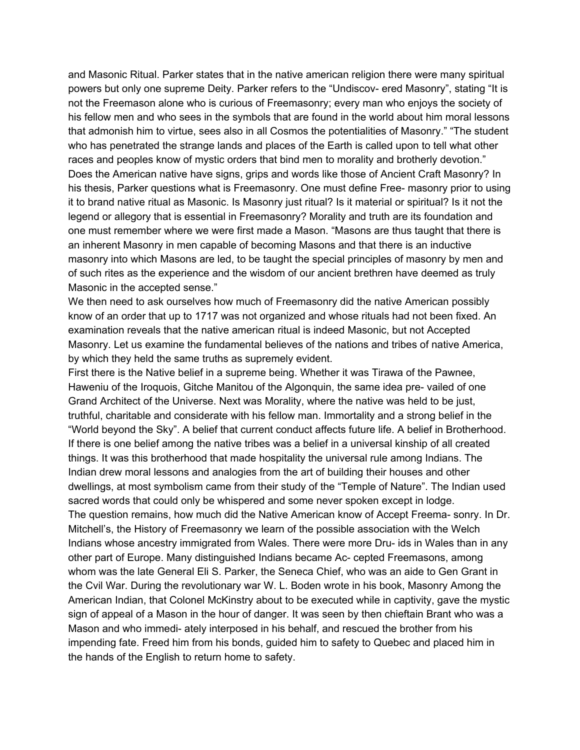and Masonic Ritual. Parker states that in the native american religion there were many spiritual powers but only one supreme Deity. Parker refers to the "Undiscov- ered Masonry", stating "It is not the Freemason alone who is curious of Freemasonry; every man who enjoys the society of his fellow men and who sees in the symbols that are found in the world about him moral lessons that admonish him to virtue, sees also in all Cosmos the potentialities of Masonry." "The student who has penetrated the strange lands and places of the Earth is called upon to tell what other races and peoples know of mystic orders that bind men to morality and brotherly devotion." Does the American native have signs, grips and words like those of Ancient Craft Masonry? In his thesis, Parker questions what is Freemasonry. One must define Free- masonry prior to using it to brand native ritual as Masonic. Is Masonry just ritual? Is it material or spiritual? Is it not the legend or allegory that is essential in Freemasonry? Morality and truth are its foundation and one must remember where we were first made a Mason. "Masons are thus taught that there is an inherent Masonry in men capable of becoming Masons and that there is an inductive masonry into which Masons are led, to be taught the special principles of masonry by men and of such rites as the experience and the wisdom of our ancient brethren have deemed as truly Masonic in the accepted sense."

We then need to ask ourselves how much of Freemasonry did the native American possibly know of an order that up to 1717 was not organized and whose rituals had not been fixed. An examination reveals that the native american ritual is indeed Masonic, but not Accepted Masonry. Let us examine the fundamental believes of the nations and tribes of native America, by which they held the same truths as supremely evident.

First there is the Native belief in a supreme being. Whether it was Tirawa of the Pawnee, Haweniu of the Iroquois, Gitche Manitou of the Algonquin, the same idea pre- vailed of one Grand Architect of the Universe. Next was Morality, where the native was held to be just, truthful, charitable and considerate with his fellow man. Immortality and a strong belief in the "World beyond the Sky". A belief that current conduct affects future life. A belief in Brotherhood. If there is one belief among the native tribes was a belief in a universal kinship of all created things. It was this brotherhood that made hospitality the universal rule among Indians. The Indian drew moral lessons and analogies from the art of building their houses and other dwellings, at most symbolism came from their study of the "Temple of Nature". The Indian used sacred words that could only be whispered and some never spoken except in lodge.

The question remains, how much did the Native American know of Accept Freema- sonry. In Dr. Mitchell's, the History of Freemasonry we learn of the possible association with the Welch Indians whose ancestry immigrated from Wales. There were more Dru- ids in Wales than in any other part of Europe. Many distinguished Indians became Ac- cepted Freemasons, among whom was the late General Eli S. Parker, the Seneca Chief, who was an aide to Gen Grant in the Cvil War. During the revolutionary war W. L. Boden wrote in his book, Masonry Among the American Indian, that Colonel McKinstry about to be executed while in captivity, gave the mystic sign of appeal of a Mason in the hour of danger. It was seen by then chieftain Brant who was a Mason and who immedi- ately interposed in his behalf, and rescued the brother from his impending fate. Freed him from his bonds, guided him to safety to Quebec and placed him in the hands of the English to return home to safety.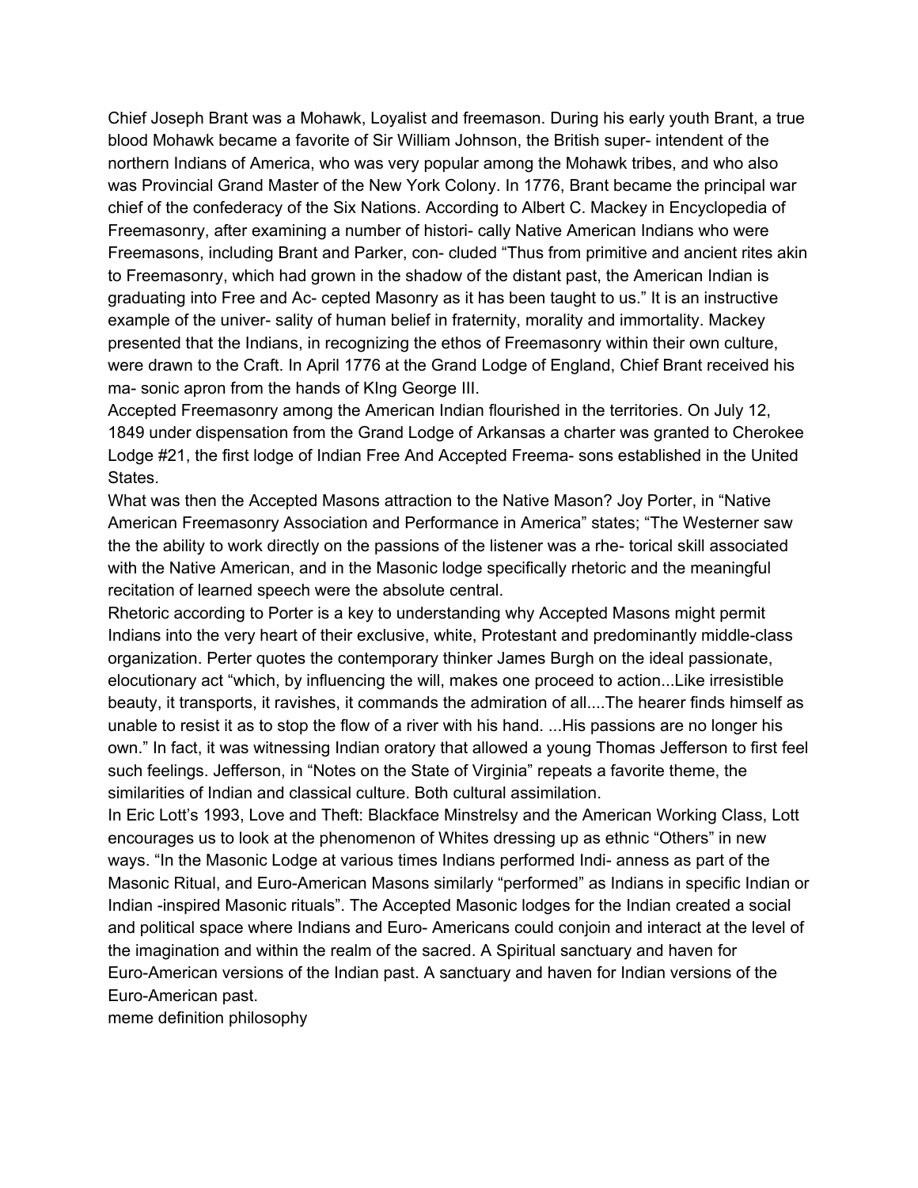Chief Joseph Brant was a Mohawk, Loyalist and freemason. During his early youth Brant, a true blood Mohawk became a favorite of Sir William Johnson, the British super- intendent of the northern Indians of America, who was very popular among the Mohawk tribes, and who also was Provincial Grand Master of the New York Colony. In 1776, Brant became the principal war chief of the confederacy of the Six Nations. According to Albert C. Mackey in Encyclopedia of Freemasonry, after examining a number of histori- cally Native American Indians who were Freemasons, including Brant and Parker, con- cluded “Thus from primitive and ancient rites akin to Freemasonry, which had grown in the shadow of the distant past, the American Indian is graduating into Free and Ac- cepted Masonry as it has been taught to us.” It is an instructive example of the univer- sality of human belief in fraternity, morality and immortality. Mackey presented that the Indians, in recognizing the ethos of Freemasonry within their own culture, were drawn to the Craft. In April 1776 at the Grand Lodge of England, Chief Brant received his ma- sonic apron from the hands of KIng George III.

Accepted Freemasonry among the American Indian flourished in the territories. On July 12, 1849 under dispensation from the Grand Lodge of Arkansas a charter was granted to Cherokee Lodge #21, the first lodge of Indian Free And Accepted Freema- sons established in the United States.

What was then the Accepted Masons attraction to the Native Mason? Joy Porter, in “Native American Freemasonry Association and Performance in America” states; “The Westerner saw the the ability to work directly on the passions of the listener was a rhe- torical skill associated with the Native American, and in the Masonic lodge specifically rhetoric and the meaningful recitation of learned speech were the absolute central.

Rhetoric according to Porter is a key to understanding why Accepted Masons might permit Indians into the very heart of their exclusive, white, Protestant and predominantly middle-class organization. Perter quotes the contemporary thinker James Burgh on the ideal passionate, elocutionary act “which, by influencing the will, makes one proceed to action...Like irresistible beauty, it transports, it ravishes, it commands the admiration of all....The hearer finds himself as unable to resist it as to stop the flow of a river with his hand. ...His passions are no longer his own.” In fact, it was witnessing Indian oratory that allowed a young Thomas Jefferson to first feel such feelings. Jefferson, in “Notes on the State of Virginia” repeats a favorite theme, the similarities of Indian and classical culture. Both cultural assimilation.

In Eric Lott’s 1993, Love and Theft: Blackface Minstrelsy and the American Working Class, Lott encourages us to look at the phenomenon of Whites dressing up as ethnic “Others” in new ways. “In the Masonic Lodge at various times Indians performed Indi- anness as part of the Masonic Ritual, and Euro-American Masons similarly “performed” as Indians in specific Indian or Indian -inspired Masonic rituals”. The Accepted Masonic lodges for the Indian created a social and political space where Indians and Euro- Americans could conjoin and interact at the level of the imagination and within the realm of the sacred. A Spiritual sanctuary and haven for Euro-American versions of the Indian past. A sanctuary and haven for Indian versions of the Euro-American past.

meme definition philosophy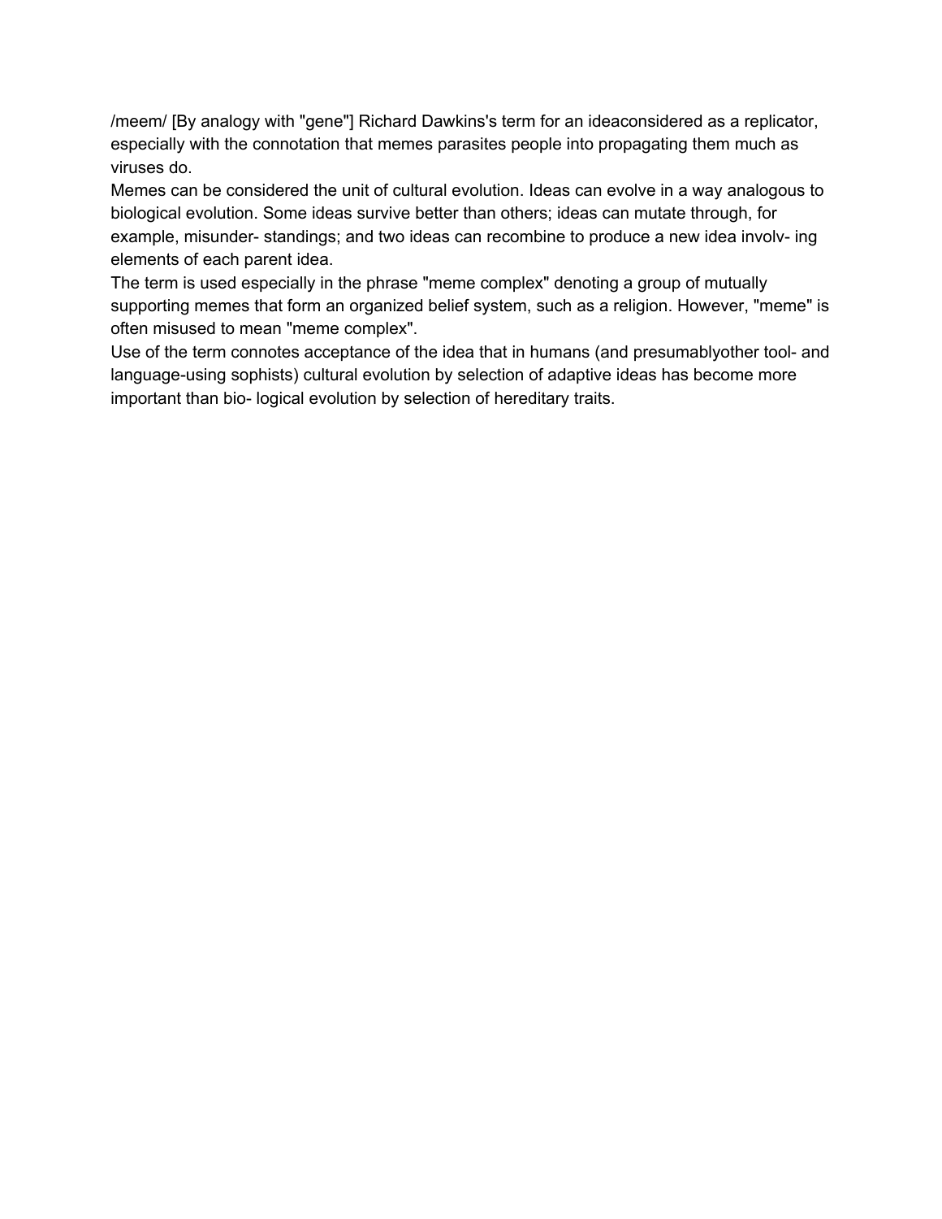/meem/ [By analogy with "gene"] Richard Dawkins's term for an ideaconsidered as a replicator, especially with the connotation that memes parasites people into propagating them much as viruses do.

Memes can be considered the unit of cultural evolution. Ideas can evolve in a way analogous to biological evolution. Some ideas survive better than others; ideas can mutate through, for example, misunder- standings; and two ideas can recombine to produce a new idea involv- ing elements of each parent idea.

The term is used especially in the phrase "meme complex" denoting a group of mutually supporting memes that form an organized belief system, such as a religion. However, "meme" is often misused to mean "meme complex".

Use of the term connotes acceptance of the idea that in humans (and presumablyother tool- and language-using sophists) cultural evolution by selection of adaptive ideas has become more important than bio- logical evolution by selection of hereditary traits.